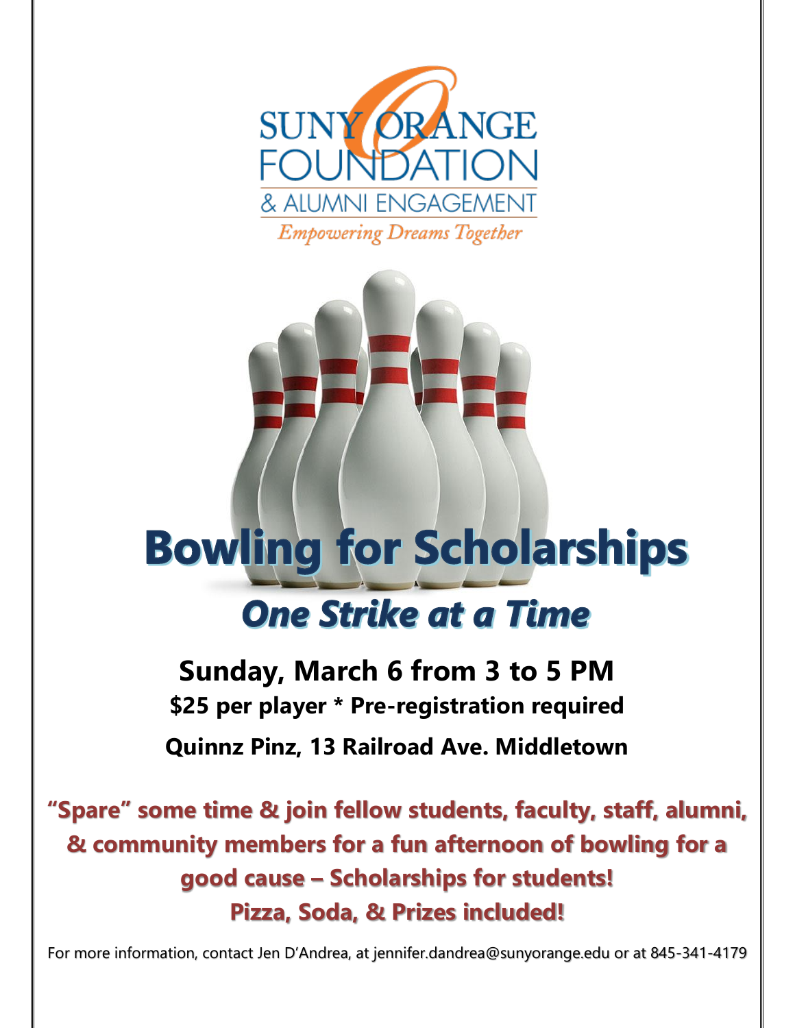SUNY ORANGE FOUNDATION
& ALUMNI ENGAGEMENT
*Empowering Dreams Together*

# Bowling for Scholarships

## *One Strike at a Time*

**Sunday, March 6 from 3 to 5 PM**

**$25 per player * Pre-registration required**

**Quinnz Pinz, 13 Railroad Ave. Middletown**

**"Spare" some time & join fellow students, faculty, staff, alumni, & community members for a fun afternoon of bowling for a good cause – Scholarships for students!**
**Pizza, Soda, & Prizes included!**

For more information, contact Jen D'Andrea, at jennifer.dandrea@sunyorange.edu or at 845-341-4179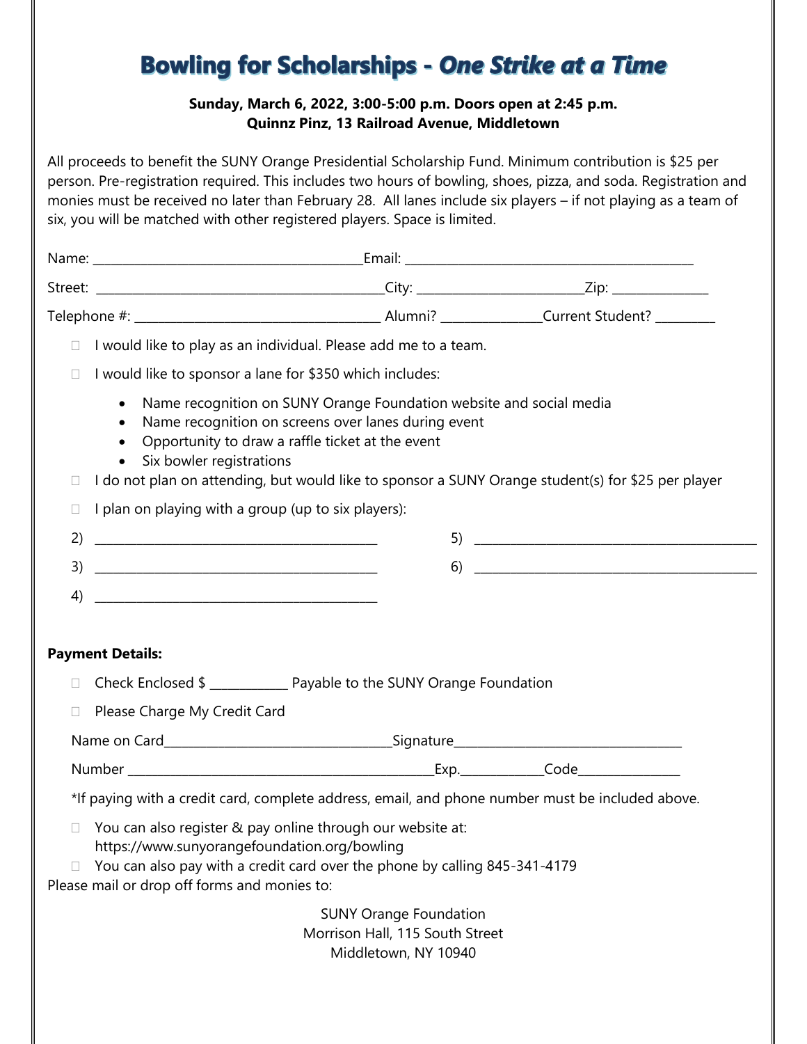# Bowling for Scholarships - *One Strike at a Time*

**Sunday, March 6, 2022, 3:00-5:00 p.m. Doors open at 2:45 p.m.**
**Quinnz Pinz, 13 Railroad Avenue, Middletown**

All proceeds to benefit the SUNY Orange Presidential Scholarship Fund. Minimum contribution is $25 per person. Pre-registration required. This includes two hours of bowling, shoes, pizza, and soda. Registration and monies must be received no later than February 28. All lanes include six players – if not playing as a team of six, you will be matched with other registered players. Space is limited.

Name: ________________________________________ Email: ____________________________________________

Street: ____________________________________________ City: ________________________ Zip: ______________

Telephone #: ____________________________________ Alumni? ______________ Current Student? _________

- ☐ I would like to play as an individual. Please add me to a team.
- ☐ I would like to sponsor a lane for $350 which includes:
  - Name recognition on SUNY Orange Foundation website and social media
  - Name recognition on screens over lanes during event
  - Opportunity to draw a raffle ticket at the event
  - Six bowler registrations
- ☐ I do not plan on attending, but would like to sponsor a SUNY Orange student(s) for $25 per player
- ☐ I plan on playing with a group (up to six players):

2) ____________________________________________ 5) ____________________________________________

3) ____________________________________________ 6) ____________________________________________

4) ____________________________________________

**Payment Details:**

- ☐ Check Enclosed $ ___________ Payable to the SUNY Orange Foundation
- ☐ Please Charge My Credit Card

Name on Card__________________________________ Signature__________________________________

Number _______________________________________________ Exp.____________ Code_______________

*If paying with a credit card, complete address, email, and phone number must be included above.

- ☐ You can also register & pay online through our website at: https://www.sunyorangefoundation.org/bowling
- ☐ You can also pay with a credit card over the phone by calling 845-341-4179

Please mail or drop off forms and monies to:

SUNY Orange Foundation
Morrison Hall, 115 South Street
Middletown, NY 10940